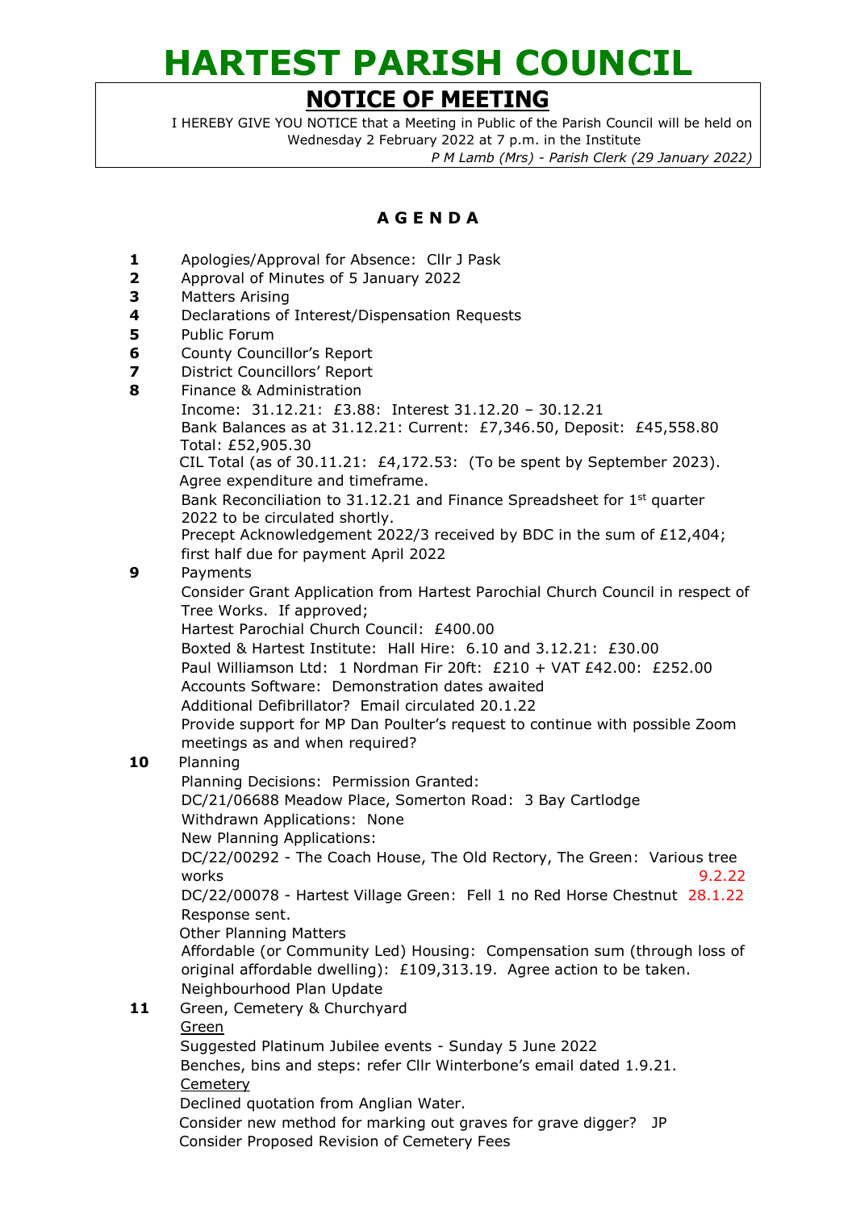# HARTEST PARISH COUNCIL

## NOTICE OF MEETING

I HEREBY GIVE YOU NOTICE that a Meeting in Public of the Parish Council will be held on Wednesday 2 February 2022 at 7 p.m. in the Institute

*P M Lamb (Mrs) - Parish Clerk (29 January 2022)*

### A G E N D A

**1** Apologies/Approval for Absence: Cllr J Pask

**2** Approval of Minutes of 5 January 2022

**3** Matters Arising

**4** Declarations of Interest/Dispensation Requests

**5** Public Forum

**6** County Councillor's Report

**7** District Councillors' Report

**8** Finance & Administration

Income: 31.12.21: £3.88: Interest 31.12.20 – 30.12.21

Bank Balances as at 31.12.21: Current: £7,346.50, Deposit: £45,558.80 Total: £52,905.30

CIL Total (as of 30.11.21: £4,172.53: (To be spent by September 2023). Agree expenditure and timeframe.

Bank Reconciliation to 31.12.21 and Finance Spreadsheet for 1st quarter 2022 to be circulated shortly.

Precept Acknowledgement 2022/3 received by BDC in the sum of £12,404; first half due for payment April 2022

**9** Payments

Consider Grant Application from Hartest Parochial Church Council in respect of Tree Works. If approved;

Hartest Parochial Church Council: £400.00

Boxted & Hartest Institute: Hall Hire: 6.10 and 3.12.21: £30.00

Paul Williamson Ltd: 1 Nordman Fir 20ft: £210 + VAT £42.00: £252.00

Accounts Software: Demonstration dates awaited

Additional Defibrillator? Email circulated 20.1.22

Provide support for MP Dan Poulter's request to continue with possible Zoom meetings as and when required?

**10** Planning

Planning Decisions: Permission Granted:

DC/21/06688 Meadow Place, Somerton Road: 3 Bay Cartlodge

Withdrawn Applications: None

New Planning Applications:

DC/22/00292 - The Coach House, The Old Rectory, The Green: Various tree works 9.2.22

DC/22/00078 - Hartest Village Green: Fell 1 no Red Horse Chestnut 28.1.22 Response sent.

Other Planning Matters

Affordable (or Community Led) Housing: Compensation sum (through loss of original affordable dwelling): £109,313.19. Agree action to be taken.

Neighbourhood Plan Update

**11** Green, Cemetery & Churchyard

Green

Suggested Platinum Jubilee events - Sunday 5 June 2022

Benches, bins and steps: refer Cllr Winterbone's email dated 1.9.21.

Cemetery

Declined quotation from Anglian Water.

Consider new method for marking out graves for grave digger? JP

Consider Proposed Revision of Cemetery Fees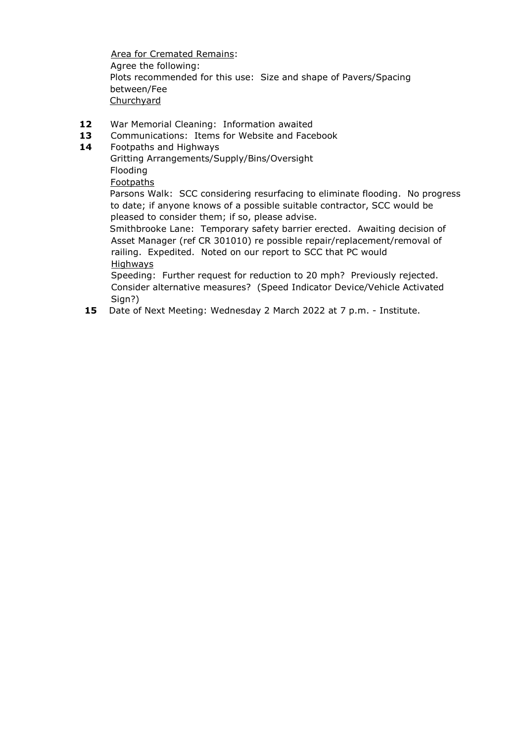Area for Cremated Remains:
Agree the following:
Plots recommended for this use: Size and shape of Pavers/Spacing between/Fee
Churchyard

**12** War Memorial Cleaning: Information awaited

**13** Communications: Items for Website and Facebook

**14** Footpaths and Highways

Gritting Arrangements/Supply/Bins/Oversight
Flooding
Footpaths
Parsons Walk: SCC considering resurfacing to eliminate flooding. No progress to date; if anyone knows of a possible suitable contractor, SCC would be pleased to consider them; if so, please advise.
Smithbrooke Lane: Temporary safety barrier erected. Awaiting decision of Asset Manager (ref CR 301010) re possible repair/replacement/removal of railing. Expedited. Noted on our report to SCC that PC would
Highways
Speeding: Further request for reduction to 20 mph? Previously rejected. Consider alternative measures? (Speed Indicator Device/Vehicle Activated Sign?)

**15** Date of Next Meeting: Wednesday 2 March 2022 at 7 p.m. - Institute.